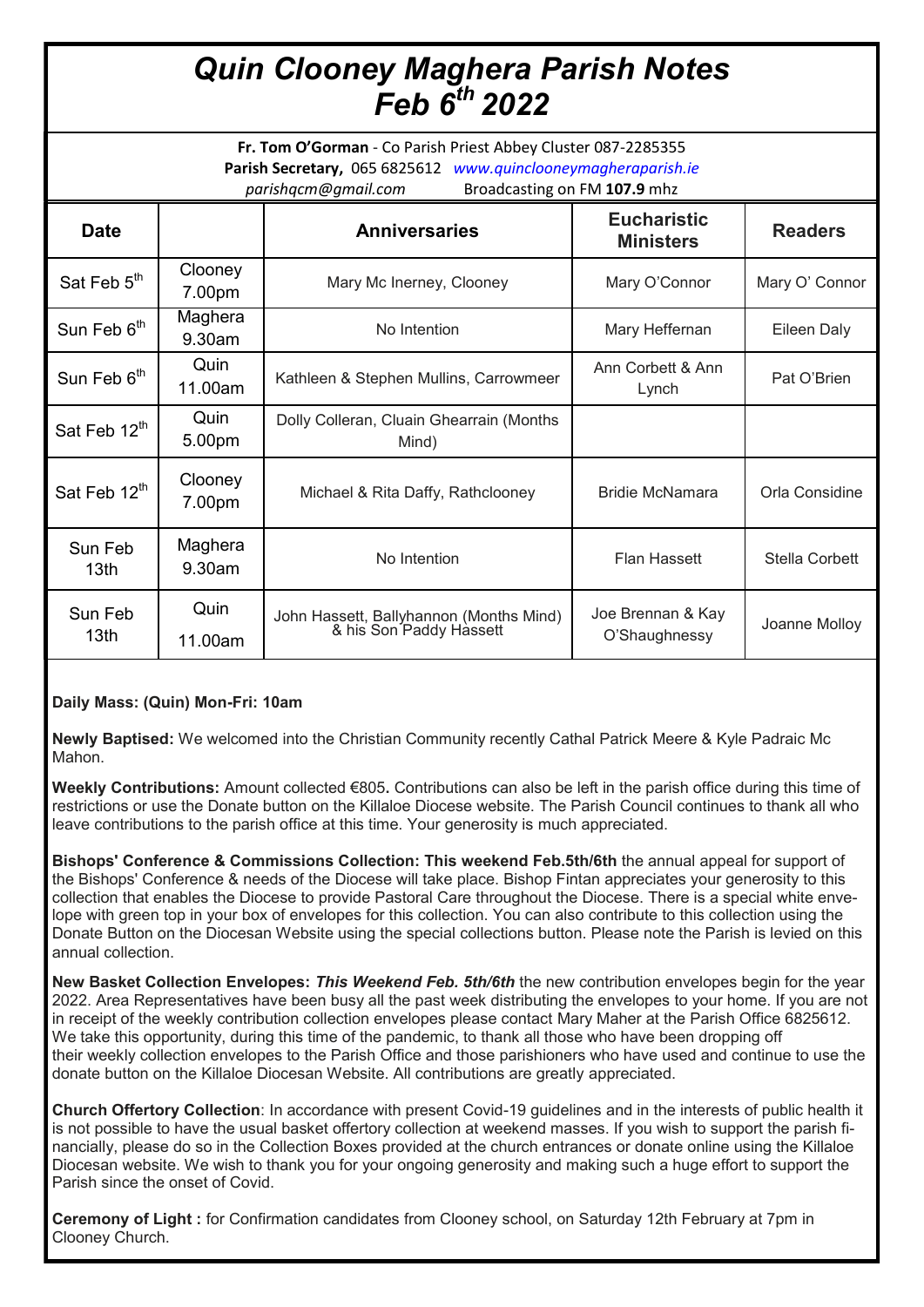# *Quin Clooney Maghera Parish Notes Feb 6th 2022*

**Fr. Tom O'Gorman** - Co Parish Priest Abbey Cluster 087-2285355
**Parish Secretary,** 065 6825612 *www.quinclooneymagheraparish.ie*
*parishqcm@gmail.com* Broadcasting on FM **107.9** mhz

| Date | | Anniversaries | Eucharistic Ministers | Readers |
|---|---|---|---|---|
| Sat Feb 5th | Clooney 7.00pm | Mary Mc Inerney, Clooney | Mary O'Connor | Mary O' Connor |
| Sun Feb 6th | Maghera 9.30am | No Intention | Mary Heffernan | Eileen Daly |
| Sun Feb 6th | Quin 11.00am | Kathleen & Stephen Mullins, Carrowmeer | Ann Corbett & Ann Lynch | Pat O'Brien |
| Sat Feb 12th | Quin 5.00pm | Dolly Colleran, Cluain Ghearrain (Months Mind) | | |
| Sat Feb 12th | Clooney 7.00pm | Michael & Rita Daffy, Rathclooney | Bridie McNamara | Orla Considine |
| Sun Feb 13th | Maghera 9.30am | No Intention | Flan Hassett | Stella Corbett |
| Sun Feb 13th | Quin 11.00am | John Hassett, Ballyhannon (Months Mind) & his Son Paddy Hassett | Joe Brennan & Kay O'Shaughnessy | Joanne Molloy |

**Daily Mass: (Quin) Mon-Fri: 10am**

**Newly Baptised:** We welcomed into the Christian Community recently Cathal Patrick Meere & Kyle Padraic Mc Mahon.

**Weekly Contributions:** Amount collected €805**.** Contributions can also be left in the parish office during this time of restrictions or use the Donate button on the Killaloe Diocese website. The Parish Council continues to thank all who leave contributions to the parish office at this time. Your generosity is much appreciated.

**Bishops' Conference & Commissions Collection: This weekend Feb.5th/6th** the annual appeal for support of the Bishops' Conference & needs of the Diocese will take place. Bishop Fintan appreciates your generosity to this collection that enables the Diocese to provide Pastoral Care throughout the Diocese. There is a special white envelope with green top in your box of envelopes for this collection. You can also contribute to this collection using the Donate Button on the Diocesan Website using the special collections button. Please note the Parish is levied on this annual collection.

**New Basket Collection Envelopes:** ***This Weekend Feb. 5th/6th*** the new contribution envelopes begin for the year 2022. Area Representatives have been busy all the past week distributing the envelopes to your home. If you are not in receipt of the weekly contribution collection envelopes please contact Mary Maher at the Parish Office 6825612. We take this opportunity, during this time of the pandemic, to thank all those who have been dropping off their weekly collection envelopes to the Parish Office and those parishioners who have used and continue to use the donate button on the Killaloe Diocesan Website. All contributions are greatly appreciated.

**Church Offertory Collection**: In accordance with present Covid-19 guidelines and in the interests of public health it is not possible to have the usual basket offertory collection at weekend masses. If you wish to support the parish financially, please do so in the Collection Boxes provided at the church entrances or donate online using the Killaloe Diocesan website. We wish to thank you for your ongoing generosity and making such a huge effort to support the Parish since the onset of Covid.

**Ceremony of Light :** for Confirmation candidates from Clooney school, on Saturday 12th February at 7pm in Clooney Church.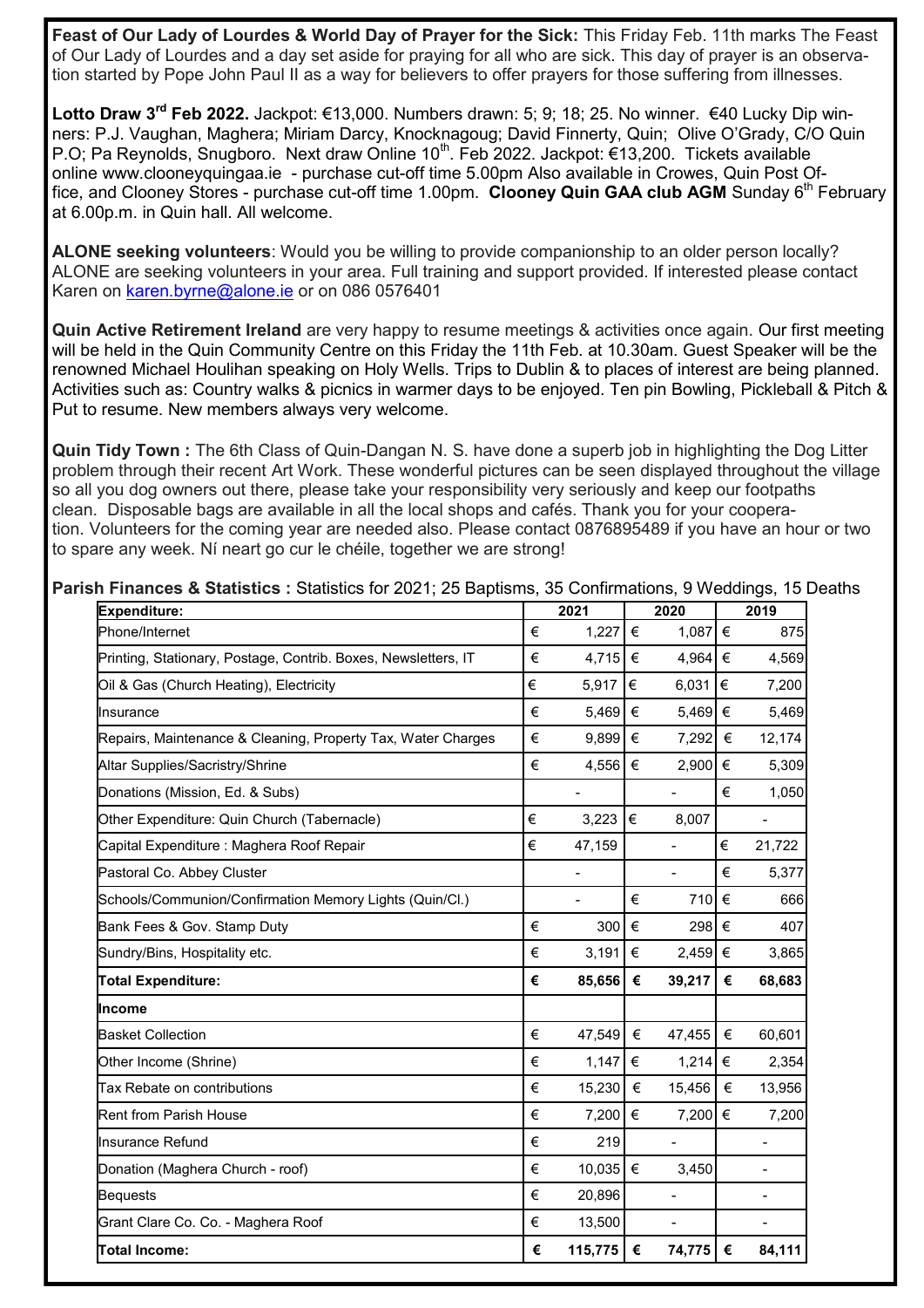**Feast of Our Lady of Lourdes & World Day of Prayer for the Sick:** This Friday Feb. 11th marks The Feast of Our Lady of Lourdes and a day set aside for praying for all who are sick. This day of prayer is an observation started by Pope John Paul II as a way for believers to offer prayers for those suffering from illnesses.

**Lotto Draw 3rd Feb 2022.** Jackpot: €13,000. Numbers drawn: 5; 9; 18; 25. No winner. €40 Lucky Dip winners: P.J. Vaughan, Maghera; Miriam Darcy, Knocknagoug; David Finnerty, Quin; Olive O'Grady, C/O Quin P.O; Pa Reynolds, Snugboro. Next draw Online 10th. Feb 2022. Jackpot: €13,200. Tickets available online www.clooneyquingaa.ie - purchase cut-off time 5.00pm Also available in Crowes, Quin Post Office, and Clooney Stores - purchase cut-off time 1.00pm. **Clooney Quin GAA club AGM** Sunday 6th February at 6.00p.m. in Quin hall. All welcome.

**ALONE seeking volunteers**: Would you be willing to provide companionship to an older person locally? ALONE are seeking volunteers in your area. Full training and support provided. If interested please contact Karen on karen.byrne@alone.ie or on 086 0576401

**Quin Active Retirement Ireland** are very happy to resume meetings & activities once again. Our first meeting will be held in the Quin Community Centre on this Friday the 11th Feb. at 10.30am. Guest Speaker will be the renowned Michael Houlihan speaking on Holy Wells. Trips to Dublin & to places of interest are being planned. Activities such as: Country walks & picnics in warmer days to be enjoyed. Ten pin Bowling, Pickleball & Pitch & Put to resume. New members always very welcome.

**Quin Tidy Town :** The 6th Class of Quin-Dangan N. S. have done a superb job in highlighting the Dog Litter problem through their recent Art Work. These wonderful pictures can be seen displayed throughout the village so all you dog owners out there, please take your responsibility very seriously and keep our footpaths clean. Disposable bags are available in all the local shops and cafés. Thank you for your cooperation. Volunteers for the coming year are needed also. Please contact 0876895489 if you have an hour or two to spare any week. Ní neart go cur le chéile, together we are strong!

**Parish Finances & Statistics :** Statistics for 2021; 25 Baptisms, 35 Confirmations, 9 Weddings, 15 Deaths

| **Expenditure:** | **2021** | **2020** | **2019** |
|---|---|---|---|
| Phone/Internet | € 1,227 | € 1,087 | € 875 |
| Printing, Stationary, Postage, Contrib. Boxes, Newsletters, IT | € 4,715 | € 4,964 | € 4,569 |
| Oil & Gas (Church Heating), Electricity | € 5,917 | € 6,031 | € 7,200 |
| Insurance | € 5,469 | € 5,469 | € 5,469 |
| Repairs, Maintenance & Cleaning, Property Tax, Water Charges | € 9,899 | € 7,292 | € 12,174 |
| Altar Supplies/Sacristry/Shrine | € 4,556 | € 2,900 | € 5,309 |
| Donations (Mission, Ed. & Subs) | - | - | € 1,050 |
| Other Expenditure: Quin Church (Tabernacle) | € 3,223 | € 8,007 | - |
| Capital Expenditure : Maghera Roof Repair | € 47,159 | - | € 21,722 |
| Pastoral Co. Abbey Cluster | - | - | € 5,377 |
| Schools/Communion/Confirmation Memory Lights (Quin/Cl.) | - | € 710 | € 666 |
| Bank Fees & Gov. Stamp Duty | € 300 | € 298 | € 407 |
| Sundry/Bins, Hospitality etc. | € 3,191 | € 2,459 | € 3,865 |
| **Total Expenditure:** | **€ 85,656** | **€ 39,217** | **€ 68,683** |
| **Income** | | | |
| Basket Collection | € 47,549 | € 47,455 | € 60,601 |
| Other Income (Shrine) | € 1,147 | € 1,214 | € 2,354 |
| Tax Rebate on contributions | € 15,230 | € 15,456 | € 13,956 |
| Rent from Parish House | € 7,200 | € 7,200 | € 7,200 |
| Insurance Refund | € 219 | - | - |
| Donation (Maghera Church - roof) | € 10,035 | € 3,450 | - |
| Bequests | € 20,896 | - | - |
| Grant Clare Co. Co. - Maghera Roof | € 13,500 | - | - |
| **Total Income:** | **€ 115,775** | **€ 74,775** | **€ 84,111** |